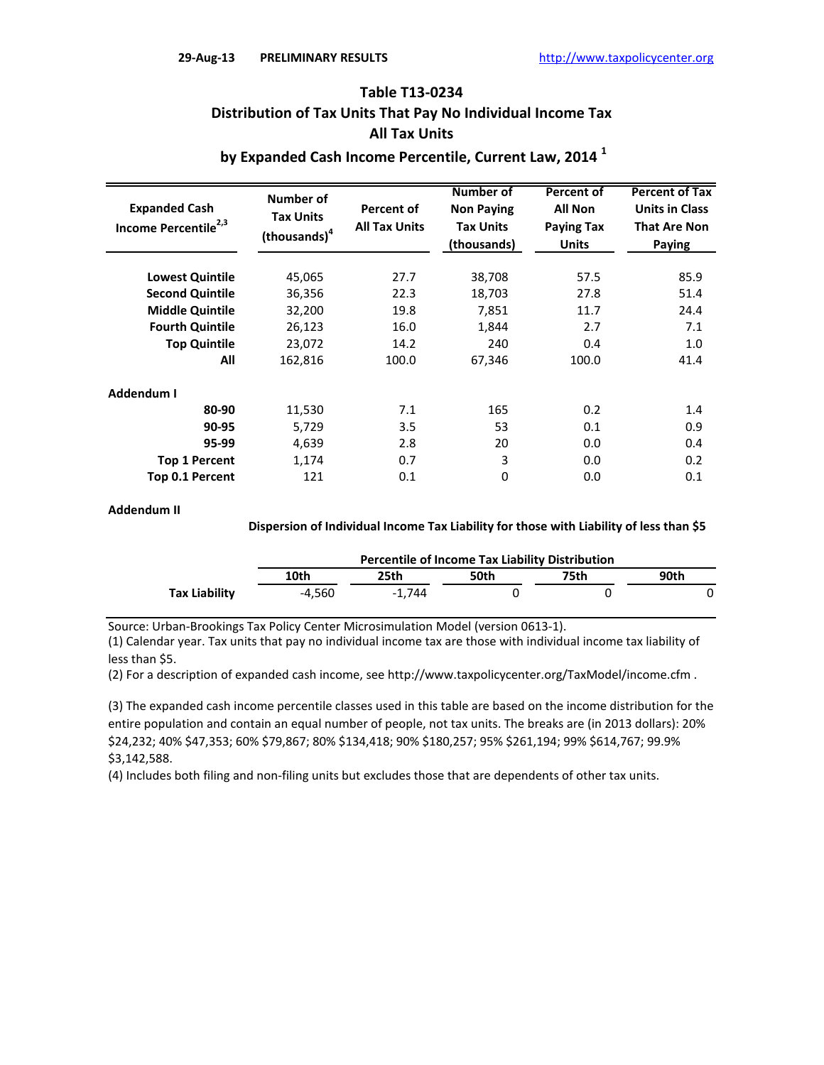29-Aug-13 PRELIMINARY RESULTS http://www.taxpolicycenter.org

# Table T13-0234
## Distribution of Tax Units That Pay No Individual Income Tax
## All Tax Units
## by Expanded Cash Income Percentile, Current Law, 2014 [1]

| Expanded Cash Income Percentile[2,3] | Number of Tax Units (thousands)[4] | Percent of All Tax Units | Number of Non Paying Tax Units (thousands) | Percent of All Non Paying Tax Units | Percent of Tax Units in Class That Are Non Paying |
|---|---|---|---|---|---|
| Lowest Quintile | 45,065 | 27.7 | 38,708 | 57.5 | 85.9 |
| Second Quintile | 36,356 | 22.3 | 18,703 | 27.8 | 51.4 |
| Middle Quintile | 32,200 | 19.8 | 7,851 | 11.7 | 24.4 |
| Fourth Quintile | 26,123 | 16.0 | 1,844 | 2.7 | 7.1 |
| Top Quintile | 23,072 | 14.2 | 240 | 0.4 | 1.0 |
| All | 162,816 | 100.0 | 67,346 | 100.0 | 41.4 |
| **Addendum I** | | | | | |
| 80-90 | 11,530 | 7.1 | 165 | 0.2 | 1.4 |
| 90-95 | 5,729 | 3.5 | 53 | 0.1 | 0.9 |
| 95-99 | 4,639 | 2.8 | 20 | 0.0 | 0.4 |
| Top 1 Percent | 1,174 | 0.7 | 3 | 0.0 | 0.2 |
| Top 0.1 Percent | 121 | 0.1 | 0 | 0.0 | 0.1 |

**Addendum II**

**Dispersion of Individual Income Tax Liability for those with Liability of less than $5**

| | Percentile of Income Tax Liability Distribution | | | | |
|---|---|---|---|---|---|
| | 10th | 25th | 50th | 75th | 90th |
| Tax Liability | -4,560 | -1,744 | 0 | 0 | 0 |

Source: Urban-Brookings Tax Policy Center Microsimulation Model (version 0613-1).

(1) Calendar year. Tax units that pay no individual income tax are those with individual income tax liability of less than $5.

(2) For a description of expanded cash income, see http://www.taxpolicycenter.org/TaxModel/income.cfm .

(3) The expanded cash income percentile classes used in this table are based on the income distribution for the entire population and contain an equal number of people, not tax units. The breaks are (in 2013 dollars): 20% $24,232; 40% $47,353; 60% $79,867; 80% $134,418; 90% $180,257; 95% $261,194; 99% $614,767; 99.9% $3,142,588.

(4) Includes both filing and non-filing units but excludes those that are dependents of other tax units.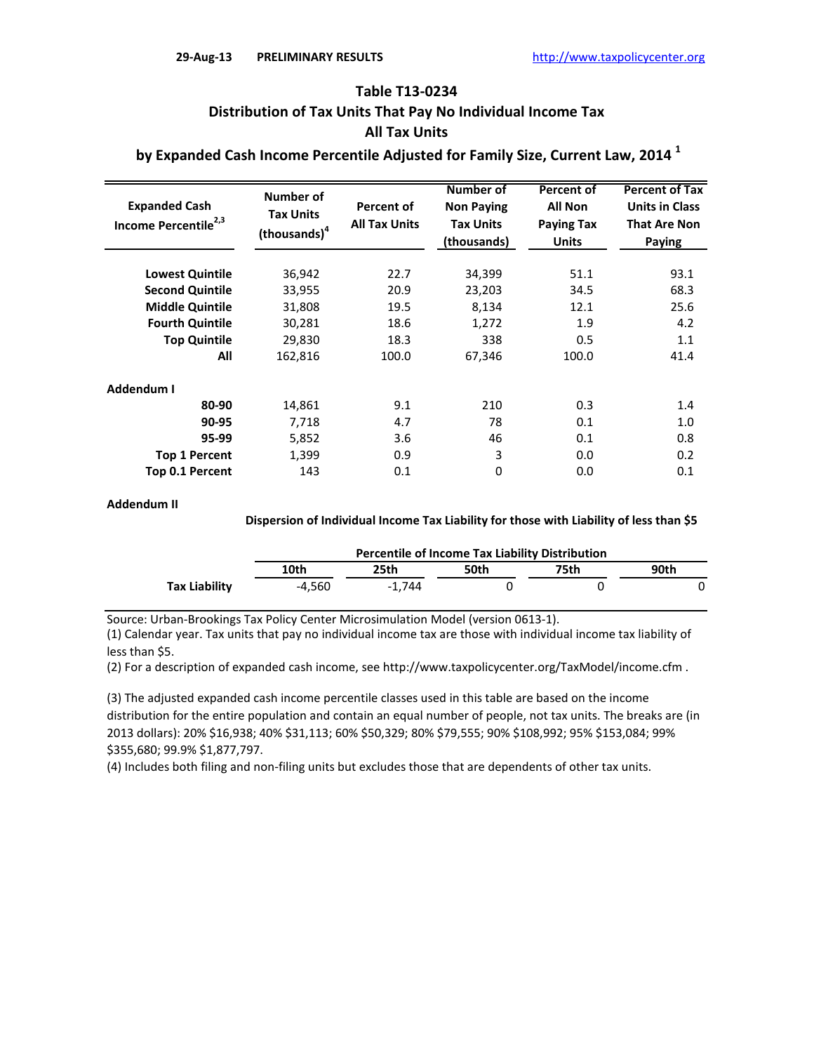29-Aug-13 PRELIMINARY RESULTS http://www.taxpolicycenter.org

# Table T13-0234

## Distribution of Tax Units That Pay No Individual Income Tax

## All Tax Units

## by Expanded Cash Income Percentile Adjusted for Family Size, Current Law, 2014 [1]

| Expanded Cash Income Percentile[2,3] | Number of Tax Units (thousands)[4] | Percent of All Tax Units | Number of Non Paying Tax Units (thousands) | Percent of All Non Paying Tax Units | Percent of Tax Units in Class That Are Non Paying |
|---|---|---|---|---|---|
| **Lowest Quintile** | 36,942 | 22.7 | 34,399 | 51.1 | 93.1 |
| **Second Quintile** | 33,955 | 20.9 | 23,203 | 34.5 | 68.3 |
| **Middle Quintile** | 31,808 | 19.5 | 8,134 | 12.1 | 25.6 |
| **Fourth Quintile** | 30,281 | 18.6 | 1,272 | 1.9 | 4.2 |
| **Top Quintile** | 29,830 | 18.3 | 338 | 0.5 | 1.1 |
| **All** | 162,816 | 100.0 | 67,346 | 100.0 | 41.4 |
| **Addendum I** | | | | | |
| **80-90** | 14,861 | 9.1 | 210 | 0.3 | 1.4 |
| **90-95** | 7,718 | 4.7 | 78 | 0.1 | 1.0 |
| **95-99** | 5,852 | 3.6 | 46 | 0.1 | 0.8 |
| **Top 1 Percent** | 1,399 | 0.9 | 3 | 0.0 | 0.2 |
| **Top 0.1 Percent** | 143 | 0.1 | 0 | 0.0 | 0.1 |

**Addendum II**

**Dispersion of Individual Income Tax Liability for those with Liability of less than $5**

| | Percentile of Income Tax Liability Distribution | | | | |
|---|---|---|---|---|---|
| | **10th** | **25th** | **50th** | **75th** | **90th** |
| **Tax Liability** | -4,560 | -1,744 | 0 | 0 | 0 |

Source: Urban-Brookings Tax Policy Center Microsimulation Model (version 0613-1).

(1) Calendar year. Tax units that pay no individual income tax are those with individual income tax liability of less than $5.

(2) For a description of expanded cash income, see http://www.taxpolicycenter.org/TaxModel/income.cfm .

(3) The adjusted expanded cash income percentile classes used in this table are based on the income distribution for the entire population and contain an equal number of people, not tax units. The breaks are (in 2013 dollars): 20% $16,938; 40% $31,113; 60% $50,329; 80% $79,555; 90% $108,992; 95% $153,084; 99% $355,680; 99.9% $1,877,797.

(4) Includes both filing and non-filing units but excludes those that are dependents of other tax units.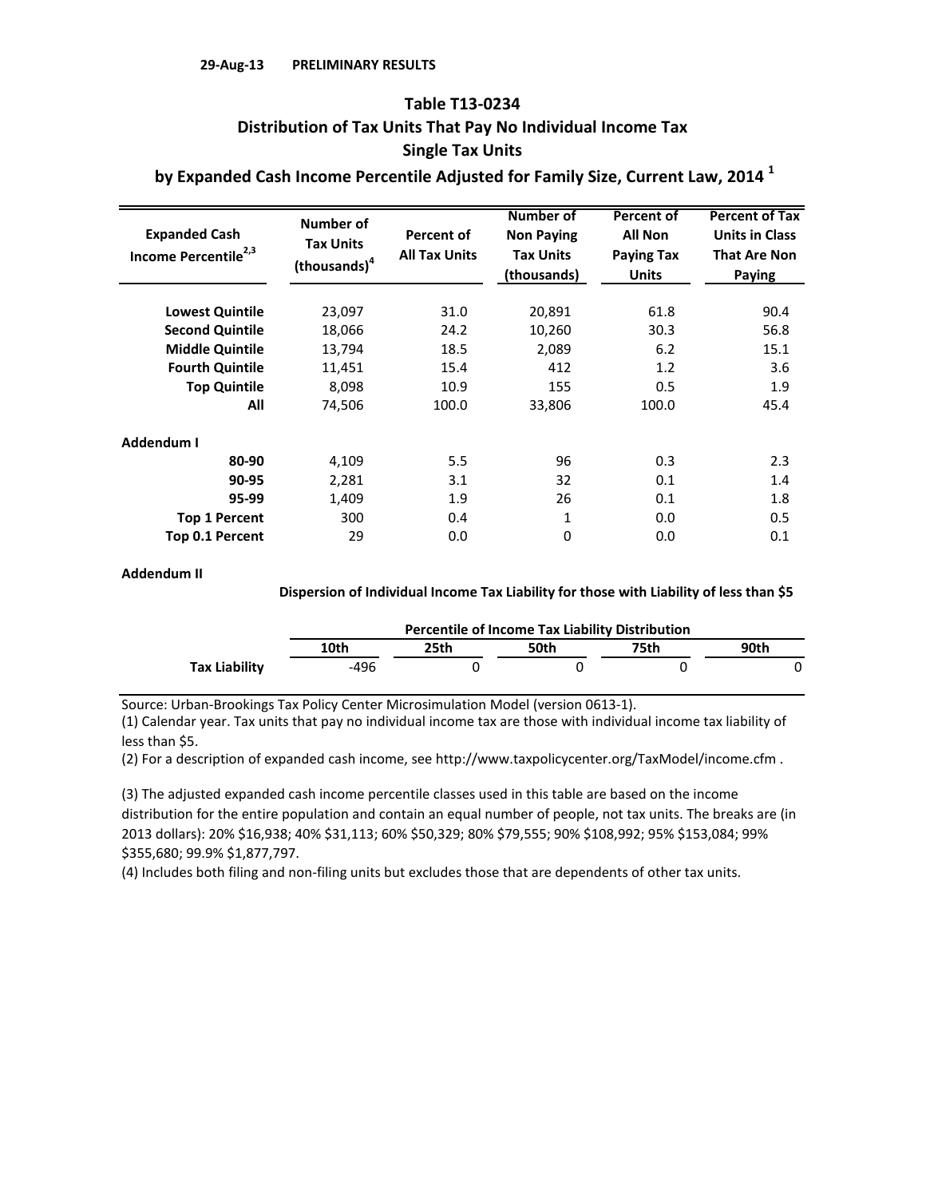29-Aug-13 PRELIMINARY RESULTS

# Table T13-0234

## Distribution of Tax Units That Pay No Individual Income Tax

## Single Tax Units

## by Expanded Cash Income Percentile Adjusted for Family Size, Current Law, 2014 [1]

| Expanded Cash Income Percentile[2,3] | Number of Tax Units (thousands)[4] | Percent of All Tax Units | Number of Non Paying Tax Units (thousands) | Percent of All Non Paying Tax Units | Percent of Tax Units in Class That Are Non Paying |
|---|---|---|---|---|---|
| Lowest Quintile | 23,097 | 31.0 | 20,891 | 61.8 | 90.4 |
| Second Quintile | 18,066 | 24.2 | 10,260 | 30.3 | 56.8 |
| Middle Quintile | 13,794 | 18.5 | 2,089 | 6.2 | 15.1 |
| Fourth Quintile | 11,451 | 15.4 | 412 | 1.2 | 3.6 |
| Top Quintile | 8,098 | 10.9 | 155 | 0.5 | 1.9 |
| All | 74,506 | 100.0 | 33,806 | 100.0 | 45.4 |
| **Addendum I** | | | | | |
| 80-90 | 4,109 | 5.5 | 96 | 0.3 | 2.3 |
| 90-95 | 2,281 | 3.1 | 32 | 0.1 | 1.4 |
| 95-99 | 1,409 | 1.9 | 26 | 0.1 | 1.8 |
| Top 1 Percent | 300 | 0.4 | 1 | 0.0 | 0.5 |
| Top 0.1 Percent | 29 | 0.0 | 0 | 0.0 | 0.1 |

**Addendum II**

**Dispersion of Individual Income Tax Liability for those with Liability of less than $5**

| | Percentile of Income Tax Liability Distribution | | | | |
|---|---|---|---|---|---|
| | 10th | 25th | 50th | 75th | 90th |
| Tax Liability | -496 | 0 | 0 | 0 | 0 |

Source: Urban-Brookings Tax Policy Center Microsimulation Model (version 0613-1).

(1) Calendar year. Tax units that pay no individual income tax are those with individual income tax liability of less than $5.

(2) For a description of expanded cash income, see http://www.taxpolicycenter.org/TaxModel/income.cfm .

(3) The adjusted expanded cash income percentile classes used in this table are based on the income distribution for the entire population and contain an equal number of people, not tax units. The breaks are (in 2013 dollars): 20% $16,938; 40% $31,113; 60% $50,329; 80% $79,555; 90% $108,992; 95% $153,084; 99% $355,680; 99.9% $1,877,797.

(4) Includes both filing and non-filing units but excludes those that are dependents of other tax units.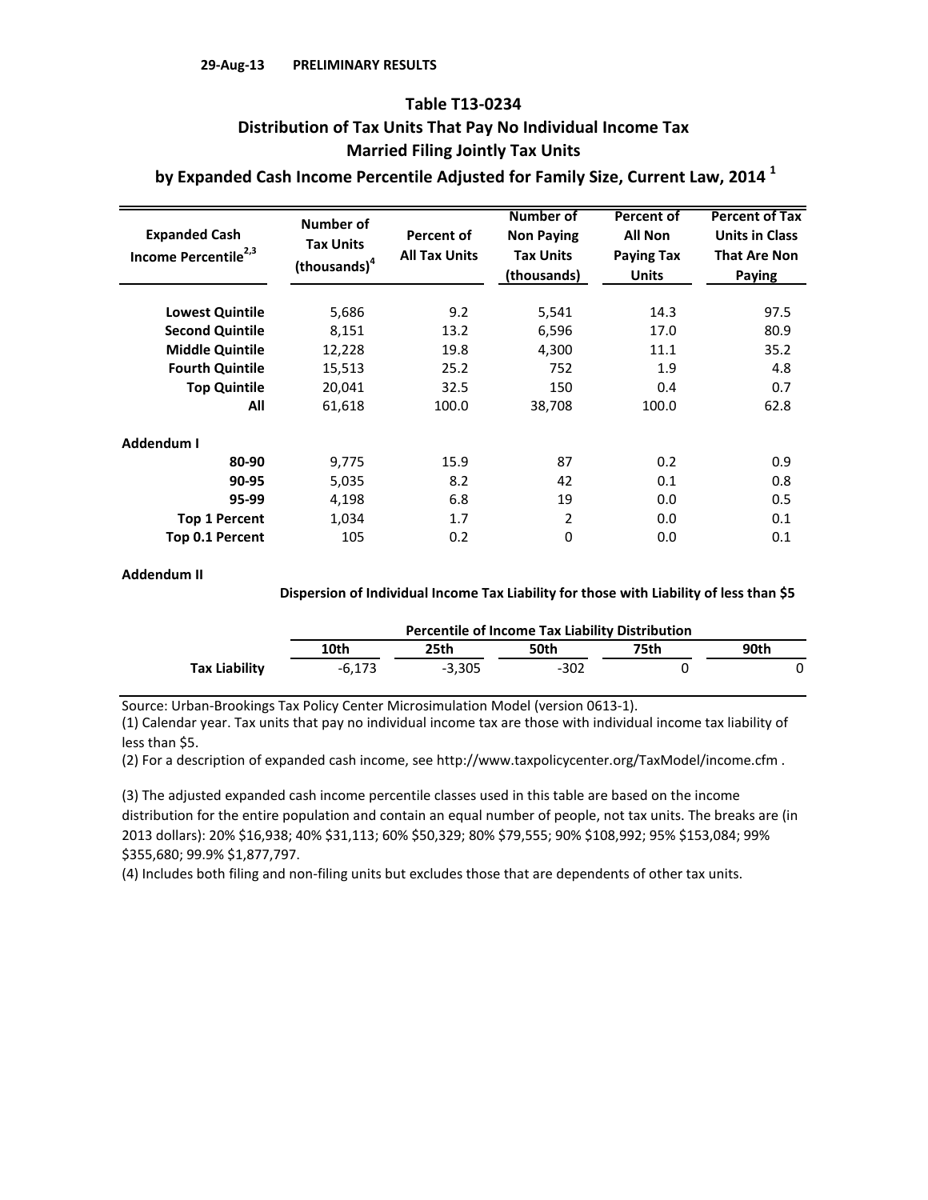**29-Aug-13 PRELIMINARY RESULTS**

## Table T13-0234

## Distribution of Tax Units That Pay No Individual Income Tax

## Married Filing Jointly Tax Units

## by Expanded Cash Income Percentile Adjusted for Family Size, Current Law, 2014 [1]

| Expanded Cash Income Percentile[2,3] | Number of Tax Units (thousands)[4] | Percent of All Tax Units | Number of Non Paying Tax Units (thousands) | Percent of All Non Paying Tax Units | Percent of Tax Units in Class That Are Non Paying |
|---|---|---|---|---|---|
| Lowest Quintile | 5,686 | 9.2 | 5,541 | 14.3 | 97.5 |
| Second Quintile | 8,151 | 13.2 | 6,596 | 17.0 | 80.9 |
| Middle Quintile | 12,228 | 19.8 | 4,300 | 11.1 | 35.2 |
| Fourth Quintile | 15,513 | 25.2 | 752 | 1.9 | 4.8 |
| Top Quintile | 20,041 | 32.5 | 150 | 0.4 | 0.7 |
| All | 61,618 | 100.0 | 38,708 | 100.0 | 62.8 |
| **Addendum I** | | | | | |
| 80-90 | 9,775 | 15.9 | 87 | 0.2 | 0.9 |
| 90-95 | 5,035 | 8.2 | 42 | 0.1 | 0.8 |
| 95-99 | 4,198 | 6.8 | 19 | 0.0 | 0.5 |
| Top 1 Percent | 1,034 | 1.7 | 2 | 0.0 | 0.1 |
| Top 0.1 Percent | 105 | 0.2 | 0 | 0.0 | 0.1 |

**Addendum II**

**Dispersion of Individual Income Tax Liability for those with Liability of less than $5**

| | Percentile of Income Tax Liability Distribution | | | | |
|---|---|---|---|---|---|
| | 10th | 25th | 50th | 75th | 90th |
| Tax Liability | -6,173 | -3,305 | -302 | 0 | 0 |

Source: Urban-Brookings Tax Policy Center Microsimulation Model (version 0613-1).

(1) Calendar year. Tax units that pay no individual income tax are those with individual income tax liability of less than $5.

(2) For a description of expanded cash income, see http://www.taxpolicycenter.org/TaxModel/income.cfm .

(3) The adjusted expanded cash income percentile classes used in this table are based on the income distribution for the entire population and contain an equal number of people, not tax units. The breaks are (in 2013 dollars): 20% $16,938; 40% $31,113; 60% $50,329; 80% $79,555; 90% $108,992; 95% $153,084; 99% $355,680; 99.9% $1,877,797.

(4) Includes both filing and non-filing units but excludes those that are dependents of other tax units.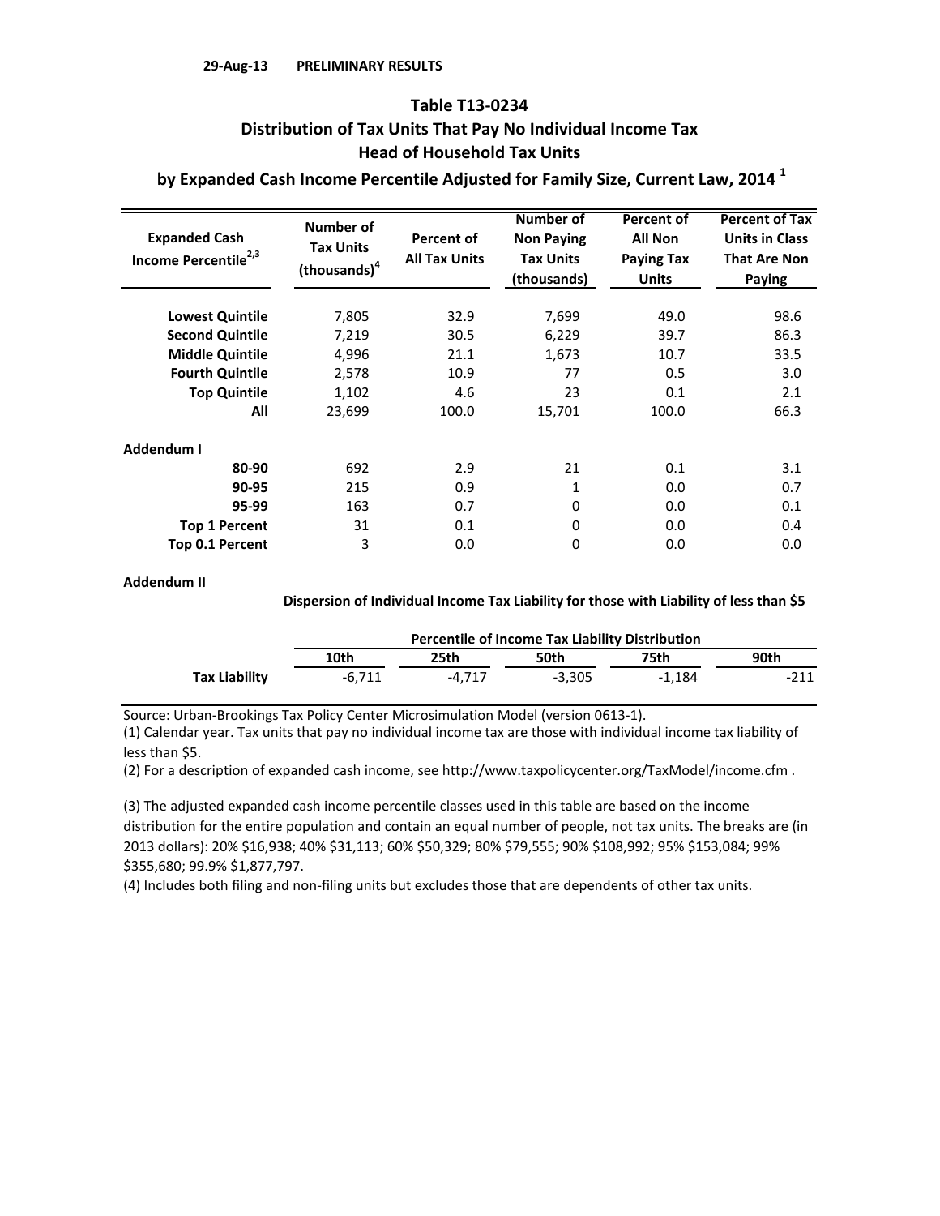29-Aug-13 PRELIMINARY RESULTS

# Table T13-0234

## Distribution of Tax Units That Pay No Individual Income Tax

## Head of Household Tax Units

## by Expanded Cash Income Percentile Adjusted for Family Size, Current Law, 2014 [1]

| Expanded Cash Income Percentile[2,3] | Number of Tax Units (thousands)[4] | Percent of All Tax Units | Number of Non Paying Tax Units (thousands) | Percent of All Non Paying Tax Units | Percent of Tax Units in Class That Are Non Paying |
|---|---|---|---|---|---|
| Lowest Quintile | 7,805 | 32.9 | 7,699 | 49.0 | 98.6 |
| Second Quintile | 7,219 | 30.5 | 6,229 | 39.7 | 86.3 |
| Middle Quintile | 4,996 | 21.1 | 1,673 | 10.7 | 33.5 |
| Fourth Quintile | 2,578 | 10.9 | 77 | 0.5 | 3.0 |
| Top Quintile | 1,102 | 4.6 | 23 | 0.1 | 2.1 |
| All | 23,699 | 100.0 | 15,701 | 100.0 | 66.3 |
| **Addendum I** | | | | | |
| 80-90 | 692 | 2.9 | 21 | 0.1 | 3.1 |
| 90-95 | 215 | 0.9 | 1 | 0.0 | 0.7 |
| 95-99 | 163 | 0.7 | 0 | 0.0 | 0.1 |
| Top 1 Percent | 31 | 0.1 | 0 | 0.0 | 0.4 |
| Top 0.1 Percent | 3 | 0.0 | 0 | 0.0 | 0.0 |

**Addendum II**

**Dispersion of Individual Income Tax Liability for those with Liability of less than $5**

| | Percentile of Income Tax Liability Distribution | | | | |
|---|---|---|---|---|---|
| | 10th | 25th | 50th | 75th | 90th |
| Tax Liability | -6,711 | -4,717 | -3,305 | -1,184 | -211 |

Source: Urban-Brookings Tax Policy Center Microsimulation Model (version 0613-1).

(1) Calendar year. Tax units that pay no individual income tax are those with individual income tax liability of less than $5.

(2) For a description of expanded cash income, see http://www.taxpolicycenter.org/TaxModel/income.cfm .

(3) The adjusted expanded cash income percentile classes used in this table are based on the income distribution for the entire population and contain an equal number of people, not tax units. The breaks are (in 2013 dollars): 20% $16,938; 40% $31,113; 60% $50,329; 80% $79,555; 90% $108,992; 95% $153,084; 99% $355,680; 99.9% $1,877,797.

(4) Includes both filing and non-filing units but excludes those that are dependents of other tax units.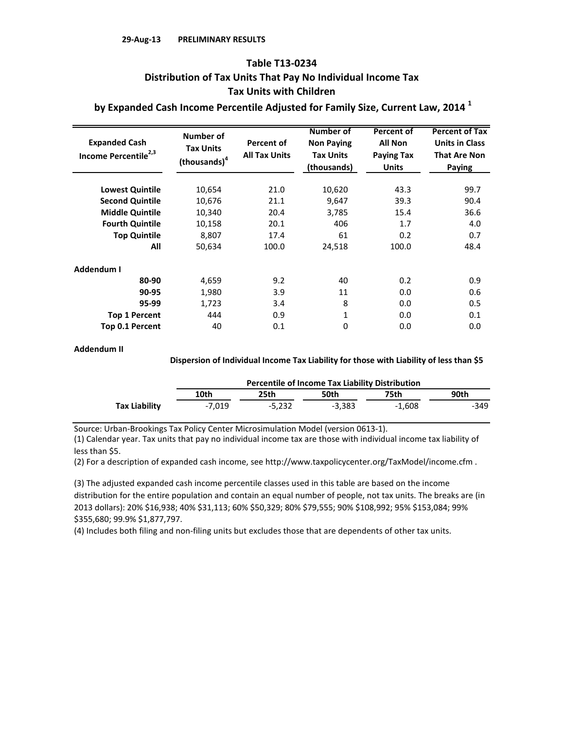29-Aug-13 PRELIMINARY RESULTS

# Table T13-0234

## Distribution of Tax Units That Pay No Individual Income Tax
## Tax Units with Children
## by Expanded Cash Income Percentile Adjusted for Family Size, Current Law, 2014 [1]

| Expanded Cash Income Percentile[2,3] | Number of Tax Units (thousands)[4] | Percent of All Tax Units | Number of Non Paying Tax Units (thousands) | Percent of All Non Paying Tax Units | Percent of Tax Units in Class That Are Non Paying |
|---|---|---|---|---|---|
| Lowest Quintile | 10,654 | 21.0 | 10,620 | 43.3 | 99.7 |
| Second Quintile | 10,676 | 21.1 | 9,647 | 39.3 | 90.4 |
| Middle Quintile | 10,340 | 20.4 | 3,785 | 15.4 | 36.6 |
| Fourth Quintile | 10,158 | 20.1 | 406 | 1.7 | 4.0 |
| Top Quintile | 8,807 | 17.4 | 61 | 0.2 | 0.7 |
| All | 50,634 | 100.0 | 24,518 | 100.0 | 48.4 |
| **Addendum I** | | | | | |
| 80-90 | 4,659 | 9.2 | 40 | 0.2 | 0.9 |
| 90-95 | 1,980 | 3.9 | 11 | 0.0 | 0.6 |
| 95-99 | 1,723 | 3.4 | 8 | 0.0 | 0.5 |
| Top 1 Percent | 444 | 0.9 | 1 | 0.0 | 0.1 |
| Top 0.1 Percent | 40 | 0.1 | 0 | 0.0 | 0.0 |

**Addendum II**

**Dispersion of Individual Income Tax Liability for those with Liability of less than $5**

| | Percentile of Income Tax Liability Distribution | | | | |
|---|---|---|---|---|---|
| | 10th | 25th | 50th | 75th | 90th |
| Tax Liability | -7,019 | -5,232 | -3,383 | -1,608 | -349 |

Source: Urban-Brookings Tax Policy Center Microsimulation Model (version 0613-1).

(1) Calendar year. Tax units that pay no individual income tax are those with individual income tax liability of less than $5.

(2) For a description of expanded cash income, see http://www.taxpolicycenter.org/TaxModel/income.cfm .

(3) The adjusted expanded cash income percentile classes used in this table are based on the income distribution for the entire population and contain an equal number of people, not tax units. The breaks are (in 2013 dollars): 20% $16,938; 40% $31,113; 60% $50,329; 80% $79,555; 90% $108,992; 95% $153,084; 99% $355,680; 99.9% $1,877,797.

(4) Includes both filing and non-filing units but excludes those that are dependents of other tax units.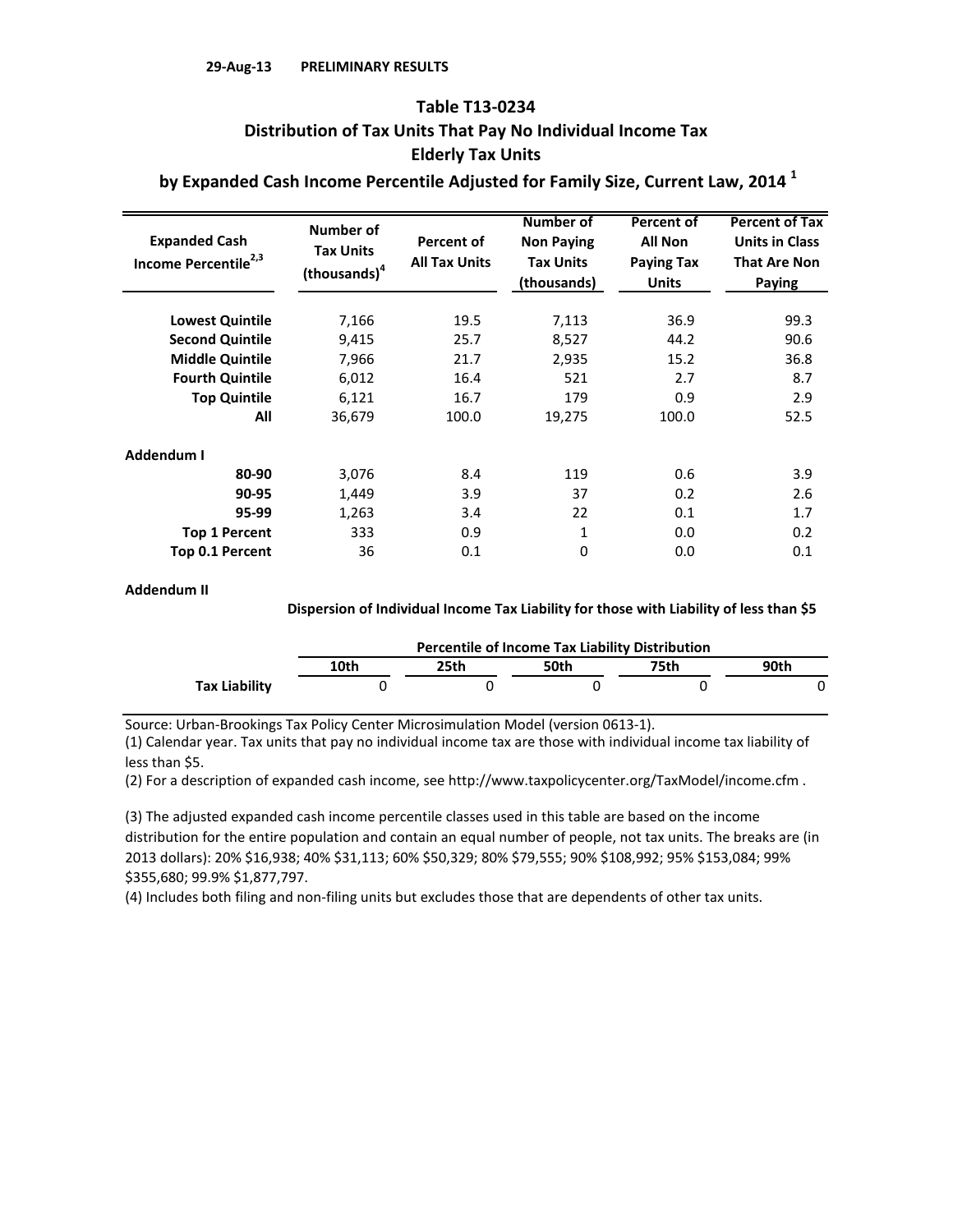29-Aug-13 PRELIMINARY RESULTS

## Table T13-0234
## Distribution of Tax Units That Pay No Individual Income Tax
## Elderly Tax Units
## by Expanded Cash Income Percentile Adjusted for Family Size, Current Law, 2014 [1]

| Expanded Cash Income Percentile[2,3] | Number of Tax Units (thousands)[4] | Percent of All Tax Units | Number of Non Paying Tax Units (thousands) | Percent of All Non Paying Tax Units | Percent of Tax Units in Class That Are Non Paying |
|---|---|---|---|---|---|
| **Lowest Quintile** | 7,166 | 19.5 | 7,113 | 36.9 | 99.3 |
| **Second Quintile** | 9,415 | 25.7 | 8,527 | 44.2 | 90.6 |
| **Middle Quintile** | 7,966 | 21.7 | 2,935 | 15.2 | 36.8 |
| **Fourth Quintile** | 6,012 | 16.4 | 521 | 2.7 | 8.7 |
| **Top Quintile** | 6,121 | 16.7 | 179 | 0.9 | 2.9 |
| **All** | 36,679 | 100.0 | 19,275 | 100.0 | 52.5 |
| **Addendum I** | | | | | |
| **80-90** | 3,076 | 8.4 | 119 | 0.6 | 3.9 |
| **90-95** | 1,449 | 3.9 | 37 | 0.2 | 2.6 |
| **95-99** | 1,263 | 3.4 | 22 | 0.1 | 1.7 |
| **Top 1 Percent** | 333 | 0.9 | 1 | 0.0 | 0.2 |
| **Top 0.1 Percent** | 36 | 0.1 | 0 | 0.0 | 0.1 |

**Addendum II**

**Dispersion of Individual Income Tax Liability for those with Liability of less than $5**

| | Percentile of Income Tax Liability Distribution | | | | |
|---|---|---|---|---|---|
| | **10th** | **25th** | **50th** | **75th** | **90th** |
| **Tax Liability** | 0 | 0 | 0 | 0 | 0 |

Source: Urban-Brookings Tax Policy Center Microsimulation Model (version 0613-1).

(1) Calendar year. Tax units that pay no individual income tax are those with individual income tax liability of less than $5.

(2) For a description of expanded cash income, see http://www.taxpolicycenter.org/TaxModel/income.cfm .

(3) The adjusted expanded cash income percentile classes used in this table are based on the income distribution for the entire population and contain an equal number of people, not tax units. The breaks are (in 2013 dollars): 20% $16,938; 40% $31,113; 60% $50,329; 80% $79,555; 90% $108,992; 95% $153,084; 99% $355,680; 99.9% $1,877,797.

(4) Includes both filing and non-filing units but excludes those that are dependents of other tax units.